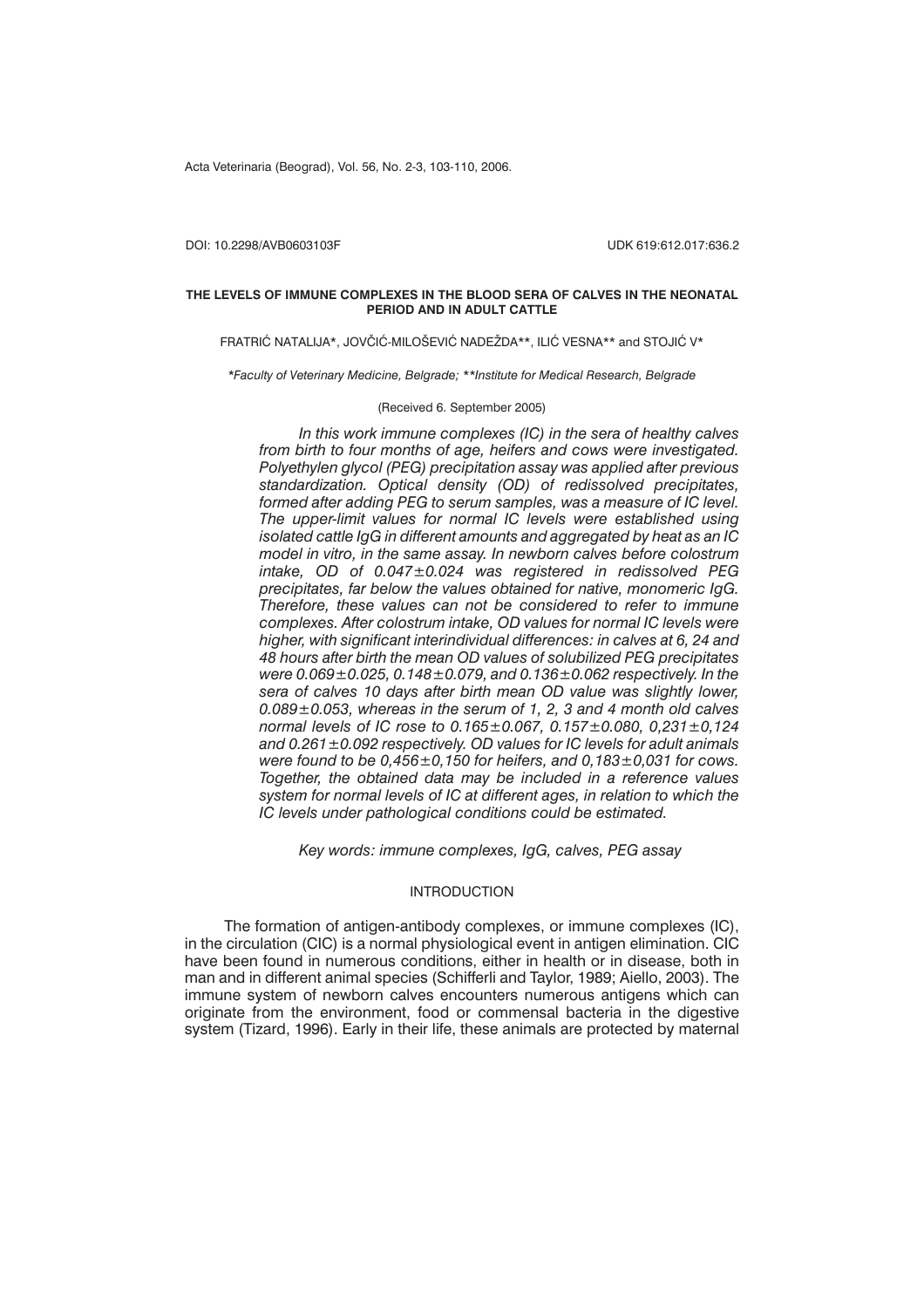DOI: 10.2298/AVB0603103F UDK 619:612.017:636.2

# THE LEVELS OF IMMUNE COMPLEXES IN THE BLOOD SERA OF CALVES IN THE NEONATAL PERIOD AND IN ADULT CATTLE

FRATRIĆ NATALIJA*, JOVČIĆ-MILOŠEVIĆ NADEŽDA**, ILIĆ VESNA** and STOJIĆ V*

*\*Faculty of Veterinary Medicine, Belgrade; \*\*Institute for Medical Research, Belgrade*

(Received 6. September 2005)

*In this work immune complexes (IC) in the sera of healthy calves from birth to four months of age, heifers and cows were investigated. Polyethylen glycol (PEG) precipitation assay was applied after previous standardization. Optical density (OD) of redissolved precipitates, formed after adding PEG to serum samples, was a measure of IC level. The upper-limit values for normal IC levels were established using isolated cattle IgG in different amounts and aggregated by heat as an IC model in vitro, in the same assay. In newborn calves before colostrum intake, OD of $0.047 \pm 0.024$ was registered in redissolved PEG precipitates, far below the values obtained for native, monomeric IgG. Therefore, these values can not be considered to refer to immune complexes. After colostrum intake, OD values for normal IC levels were higher, with significant interindividual differences: in calves at 6, 24 and 48 hours after birth the mean OD values of solubilized PEG precipitates were $0.069 \pm 0.025$, $0.148 \pm 0.079$, and $0.136 \pm 0.062$ respectively. In the sera of calves 10 days after birth mean OD value was slightly lower, $0.089 \pm 0.053$, whereas in the serum of 1, 2, 3 and 4 month old calves normal levels of IC rose to $0.165 \pm 0.067$, $0.157 \pm 0.080$, $0,231 \pm 0,124$ and $0.261 \pm 0.092$ respectively. OD values for IC levels for adult animals were found to be $0,456 \pm 0,150$ for heifers, and $0,183 \pm 0,031$ for cows. Together, the obtained data may be included in a reference values system for normal levels of IC at different ages, in relation to which the IC levels under pathological conditions could be estimated.*

*Key words: immune complexes, IgG, calves, PEG assay*

## INTRODUCTION

The formation of antigen-antibody complexes, or immune complexes (IC), in the circulation (CIC) is a normal physiological event in antigen elimination. CIC have been found in numerous conditions, either in health or in disease, both in man and in different animal species (Schifferli and Taylor, 1989; Aiello, 2003). The immune system of newborn calves encounters numerous antigens which can originate from the environment, food or commensal bacteria in the digestive system (Tizard, 1996). Early in their life, these animals are protected by maternal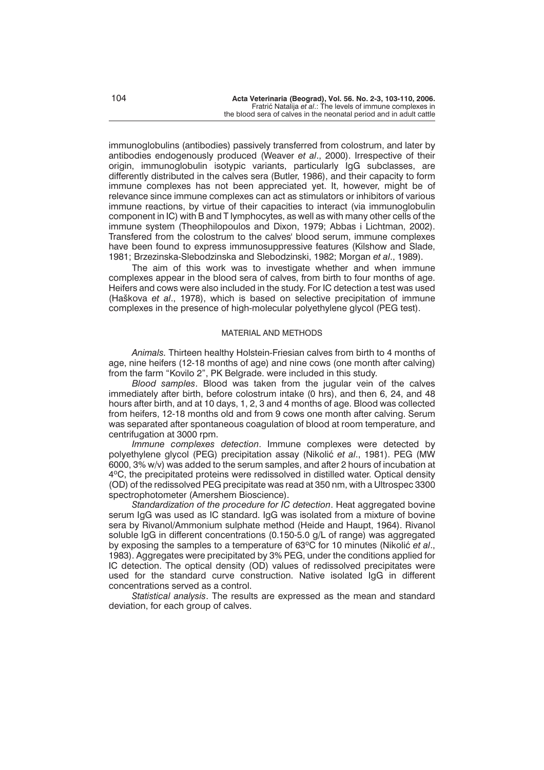immunoglobulins (antibodies) passively transferred from colostrum, and later by antibodies endogenously produced (Weaver *et al*., 2000). Irrespective of their origin, immunoglobulin isotypic variants, particularly IgG subclasses, are differently distributed in the calves sera (Butler, 1986), and their capacity to form immune complexes has not been appreciated yet. It, however, might be of relevance since immune complexes can act as stimulators or inhibitors of various immune reactions, by virtue of their capacities to interact (via immunoglobulin component in IC) with B and T lymphocytes, as well as with many other cells of the immune system (Theophilopoulos and Dixon, 1979; Abbas i Lichtman, 2002). Transfered from the colostrum to the calves' blood serum, immune complexes have been found to express immunosuppressive features (Kilshow and Slade, 1981; Brzezinska-Slebodzinska and Slebodzinski, 1982; Morgan *et al*., 1989).

The aim of this work was to investigate whether and when immune complexes appear in the blood sera of calves, from birth to four months of age. Heifers and cows were also included in the study. For IC detection a test was used (Haškova *et al*., 1978), which is based on selective precipitation of immune complexes in the presence of high-molecular polyethylene glycol (PEG test).

## MATERIAL AND METHODS

*Animals.* Thirteen healthy Holstein-Friesian calves from birth to 4 months of age, nine heifers (12-18 months of age) and nine cows (one month after calving) from the farm "Kovilo 2", PK Belgrade. were included in this study.

*Blood samples*. Blood was taken from the jugular vein of the calves immediately after birth, before colostrum intake (0 hrs), and then 6, 24, and 48 hours after birth, and at 10 days, 1, 2, 3 and 4 months of age. Blood was collected from heifers, 12-18 months old and from 9 cows one month after calving. Serum was separated after spontaneous coagulation of blood at room temperature, and centrifugation at 3000 rpm.

*Immune complexes detection*. Immune complexes were detected by polyethylene glycol (PEG) precipitation assay (Nikolić *et al*., 1981). PEG (MW 6000, 3% w/v) was added to the serum samples, and after 2 hours of incubation at 4°C, the precipitated proteins were redissolved in distilled water. Optical density (OD) of the redissolved PEG precipitate was read at 350 nm, with a Ultrospec 3300 spectrophotometer (Amershem Bioscience).

*Standardization of the procedure for IC detection*. Heat aggregated bovine serum IgG was used as IC standard. IgG was isolated from a mixture of bovine sera by Rivanol/Ammonium sulphate method (Heide and Haupt, 1964). Rivanol soluble IgG in different concentrations (0.150-5.0 g/L of range) was aggregated by exposing the samples to a temperature of 63°C for 10 minutes (Nikolić *et al*., 1983). Aggregates were precipitated by 3% PEG, under the conditions applied for IC detection. The optical density (OD) values of redissolved precipitates were used for the standard curve construction. Native isolated IgG in different concentrations served as a control.

*Statistical analysis*. The results are expressed as the mean and standard deviation, for each group of calves.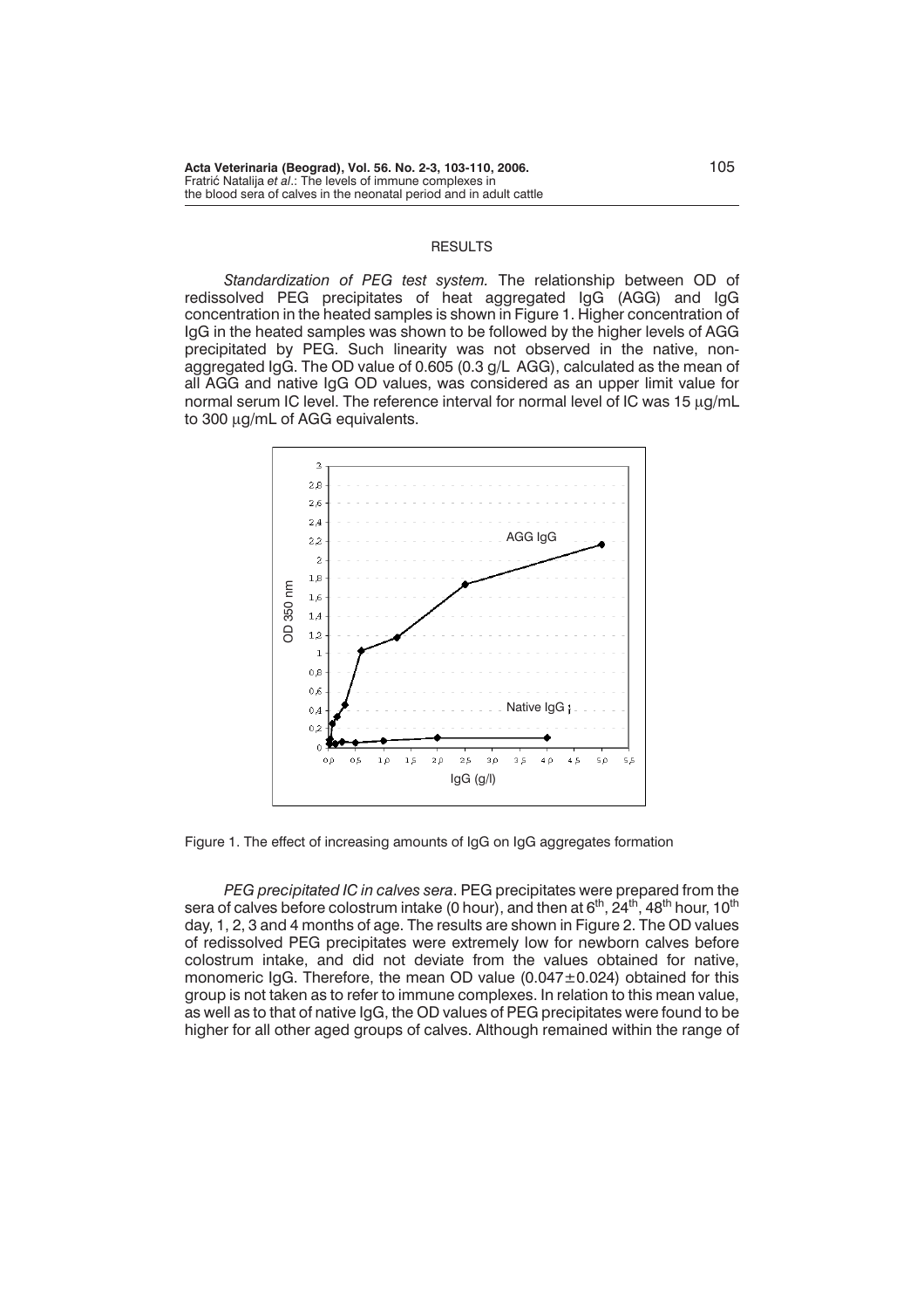## RESULTS

*Standardization of PEG test system.* The relationship between OD of redissolved PEG precipitates of heat aggregated IgG (AGG) and IgG concentration in the heated samples is shown in Figure 1. Higher concentration of IgG in the heated samples was shown to be followed by the higher levels of AGG precipitated by PEG. Such linearity was not observed in the native, non-aggregated IgG. The OD value of 0.605 (0.3 g/L AGG), calculated as the mean of all AGG and native IgG OD values, was considered as an upper limit value for normal serum IC level. The reference interval for normal level of IC was 15 μg/mL to 300 μg/mL of AGG equivalents.

Figure 1. The effect of increasing amounts of IgG on IgG aggregates formation

*PEG precipitated IC in calves sera*. PEG precipitates were prepared from the sera of calves before colostrum intake (0 hour), and then at 6[th], 24[th], 48[th] hour, 10[th] day, 1, 2, 3 and 4 months of age. The results are shown in Figure 2. The OD values of redissolved PEG precipitates were extremely low for newborn calves before colostrum intake, and did not deviate from the values obtained for native, monomeric IgG. Therefore, the mean OD value ($0.047 \pm 0.024$) obtained for this group is not taken as to refer to immune complexes. In relation to this mean value, as well as to that of native IgG, the OD values of PEG precipitates were found to be higher for all other aged groups of calves. Although remained within the range of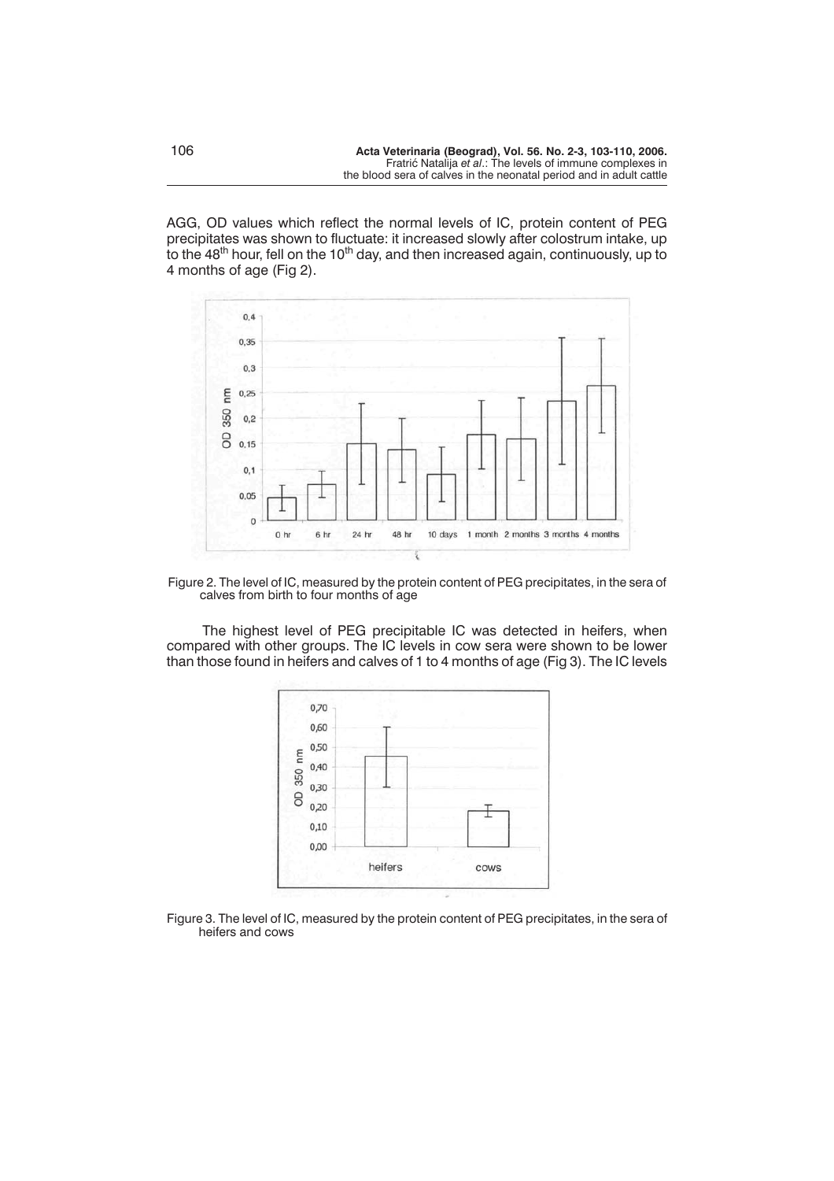AGG, OD values which reflect the normal levels of IC, protein content of PEG precipitates was shown to fluctuate: it increased slowly after colostrum intake, up to the 48$^{th}$ hour, fell on the 10$^{th}$ day, and then increased again, continuously, up to 4 months of age (Fig 2).

Figure 2. The level of IC, measured by the protein content of PEG precipitates, in the sera of calves from birth to four months of age

The highest level of PEG precipitable IC was detected in heifers, when compared with other groups. The IC levels in cow sera were shown to be lower than those found in heifers and calves of 1 to 4 months of age (Fig 3). The IC levels

Figure 3. The level of IC, measured by the protein content of PEG precipitates, in the sera of heifers and cows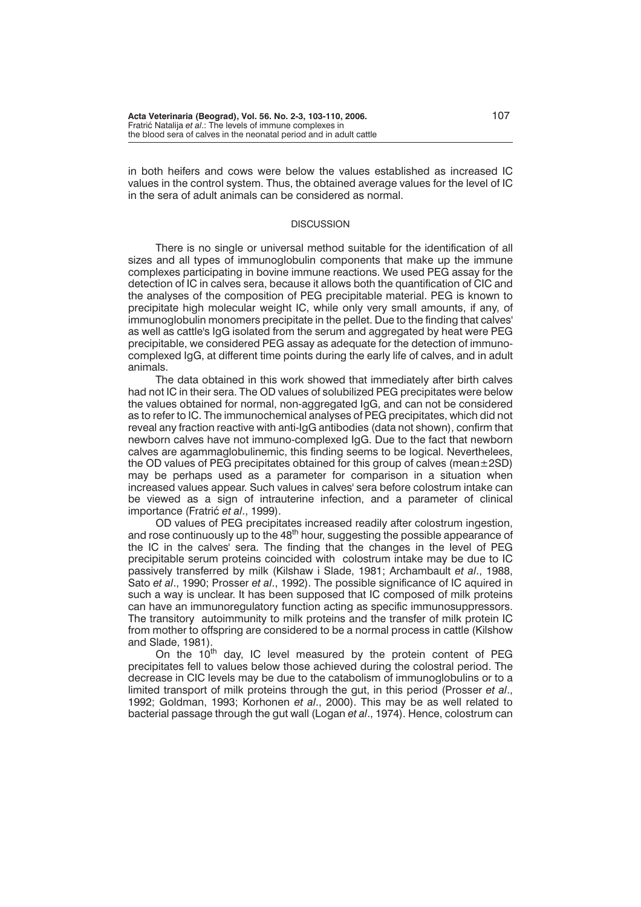in both heifers and cows were below the values established as increased IC values in the control system. Thus, the obtained average values for the level of IC in the sera of adult animals can be considered as normal.

## DISCUSSION

There is no single or universal method suitable for the identification of all sizes and all types of immunoglobulin components that make up the immune complexes participating in bovine immune reactions. We used PEG assay for the detection of IC in calves sera, because it allows both the quantification of CIC and the analyses of the composition of PEG precipitable material. PEG is known to precipitate high molecular weight IC, while only very small amounts, if any, of immunoglobulin monomers precipitate in the pellet. Due to the finding that calves' as well as cattle's IgG isolated from the serum and aggregated by heat were PEG precipitable, we considered PEG assay as adequate for the detection of immunocomplexed IgG, at different time points during the early life of calves, and in adult animals.

The data obtained in this work showed that immediately after birth calves had not IC in their sera. The OD values of solubilized PEG precipitates were below the values obtained for normal, non-aggregated IgG, and can not be considered as to refer to IC. The immunochemical analyses of PEG precipitates, which did not reveal any fraction reactive with anti-IgG antibodies (data not shown), confirm that newborn calves have not immuno-complexed IgG. Due to the fact that newborn calves are agammaglobulinemic, this finding seems to be logical. Neverthelees, the OD values of PEG precipitates obtained for this group of calves (mean$\pm$2SD) may be perhaps used as a parameter for comparison in a situation when increased values appear. Such values in calves' sera before colostrum intake can be viewed as a sign of intrauterine infection, and a parameter of clinical importance (Fratrić *et al*., 1999).

OD values of PEG precipitates increased readily after colostrum ingestion, and rose continuously up to the 48$^{th}$ hour, suggesting the possible appearance of the IC in the calves' sera. The finding that the changes in the level of PEG precipitable serum proteins coincided with colostrum intake may be due to IC passively transferred by milk (Kilshaw i Slade, 1981; Archambault *et al*., 1988, Sato *et al*., 1990; Prosser *et al*., 1992). The possible significance of IC aquired in such a way is unclear. It has been supposed that IC composed of milk proteins can have an immunoregulatory function acting as specific immunosuppressors. The transitory autoimmunity to milk proteins and the transfer of milk protein IC from mother to offspring are considered to be a normal process in cattle (Kilshow and Slade, 1981).

On the 10$^{th}$ day, IC level measured by the protein content of PEG precipitates fell to values below those achieved during the colostral period. The decrease in CIC levels may be due to the catabolism of immunoglobulins or to a limited transport of milk proteins through the gut, in this period (Prosser *et al*., 1992; Goldman, 1993; Korhonen *et al*., 2000). This may be as well related to bacterial passage through the gut wall (Logan *et al*., 1974). Hence, colostrum can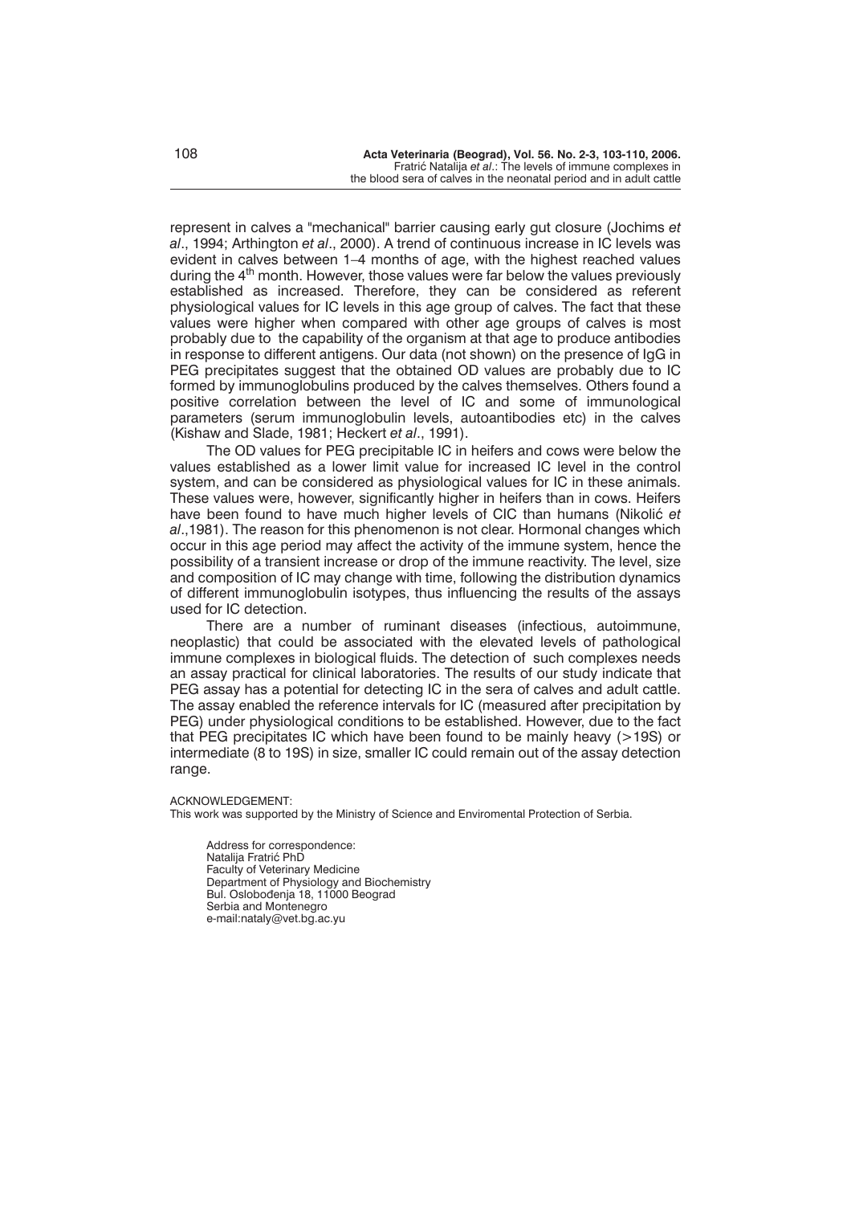represent in calves a "mechanical" barrier causing early gut closure (Jochims *et al*., 1994; Arthington *et al*., 2000). A trend of continuous increase in IC levels was evident in calves between 1–4 months of age, with the highest reached values during the 4$^{th}$ month. However, those values were far below the values previously established as increased. Therefore, they can be considered as referent physiological values for IC levels in this age group of calves. The fact that these values were higher when compared with other age groups of calves is most probably due to the capability of the organism at that age to produce antibodies in response to different antigens. Our data (not shown) on the presence of IgG in PEG precipitates suggest that the obtained OD values are probably due to IC formed by immunoglobulins produced by the calves themselves. Others found a positive correlation between the level of IC and some of immunological parameters (serum immunoglobulin levels, autoantibodies etc) in the calves (Kishaw and Slade, 1981; Heckert *et al*., 1991).

The OD values for PEG precipitable IC in heifers and cows were below the values established as a lower limit value for increased IC level in the control system, and can be considered as physiological values for IC in these animals. These values were, however, significantly higher in heifers than in cows. Heifers have been found to have much higher levels of CIC than humans (Nikolić *et al*.,1981). The reason for this phenomenon is not clear. Hormonal changes which occur in this age period may affect the activity of the immune system, hence the possibility of a transient increase or drop of the immune reactivity. The level, size and composition of IC may change with time, following the distribution dynamics of different immunoglobulin isotypes, thus influencing the results of the assays used for IC detection.

There are a number of ruminant diseases (infectious, autoimmune, neoplastic) that could be associated with the elevated levels of pathological immune complexes in biological fluids. The detection of such complexes needs an assay practical for clinical laboratories. The results of our study indicate that PEG assay has a potential for detecting IC in the sera of calves and adult cattle. The assay enabled the reference intervals for IC (measured after precipitation by PEG) under physiological conditions to be established. However, due to the fact that PEG precipitates IC which have been found to be mainly heavy (>19S) or intermediate (8 to 19S) in size, smaller IC could remain out of the assay detection range.

ACKNOWLEDGEMENT:
This work was supported by the Ministry of Science and Enviromental Protection of Serbia.

Address for correspondence:
Natalija Fratrić PhD
Faculty of Veterinary Medicine
Department of Physiology and Biochemistry
Bul. Oslobođenja 18, 11000 Beograd
Serbia and Montenegro
e-mail:nataly@vet.bg.ac.yu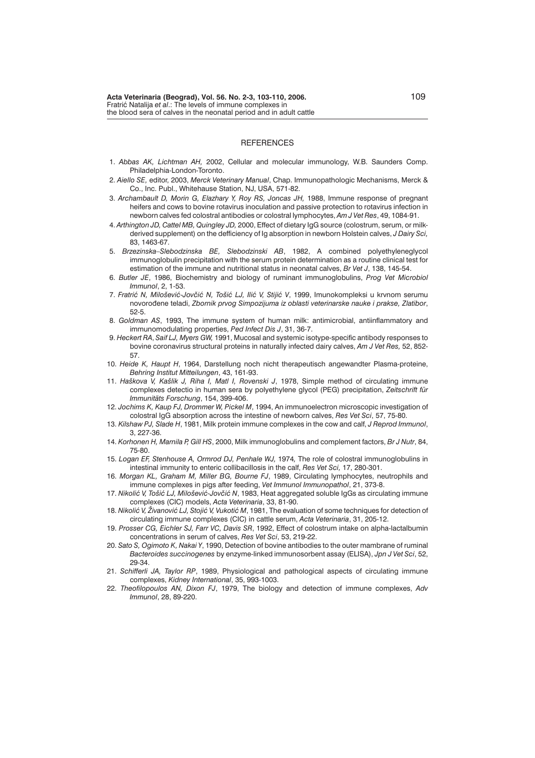## REFERENCES

1. *Abbas AK, Lichtman AH,* 2002, Cellular and molecular immunology, W.B. Saunders Comp. Philadelphia-London-Toronto.
2. *Aiello SE,* editor, 2003, *Merck Veterinary Manual*, Chap. Immunopathologic Mechanisms, Merck & Co., Inc. Publ., Whitehause Station, NJ, USA, 571-82.
3. *Archambault D, Morin G, Elazhary Y, Roy RS, Joncas JH,* 1988, Immune response of pregnant heifers and cows to bovine rotavirus inoculation and passive protection to rotavirus infection in newborn calves fed colostral antibodies or colostral lymphocytes, *Am J Vet Res*, 49, 1084-91.
4. *Arthington JD, Cattel MB, Quingley JD,* 2000, Effect of dietary IgG source (colostrum, serum, or milk-derived supplement) on the defficiency of Ig absorption in newborn Holstein calves, *J Dairy Sci,* 83, 1463-67.
5. *Brzezinska–Slebodzinska BE, Slebodzinski AB*, 1982, A combined polyethyleneglycol immunoglobulin precipitation with the serum protein determination as a routine clinical test for estimation of the immune and nutritional status in neonatal calves, *Br Vet J*, 138, 145-54.
6. *Butler JE*, 1986, Biochemistry and biology of ruminant immunoglobulins, *Prog Vet Microbiol Immunol*, 2, 1-53.
7. *Fratrić N, Milošević-Jovčić N, Tošić LJ, Ilić V, Stijić V*, 1999, Imunokompleksi u krvnom serumu novorođene teladi, *Zbornik prvog Simpozijuma iz oblasti veterinarske nauke i prakse, Zlatibor*, 52-5.
8. *Goldman AS*, 1993, The immune system of human milk: antimicrobial, antiinflammatory and immunomodulating properties, *Ped Infect Dis J*, 31, 36-7.
9. *Heckert RA, Saif LJ, Myers GW,* 1991, Mucosal and systemic isotype-specific antibody responses to bovine coronavirus structural proteins in naturally infected dairy calves, *Am J Vet Res,* 52, 852-57.
10. *Heide K, Haupt H*, 1964, Darstellung noch nicht therapeutisch angewandter Plasma-proteine, *Behring Institut Mitteilungen*, 43, 161-93.
11. *Haškova V, Kašlik J, Riha I, Matl I, Rovenski J*, 1978, Simple method of circulating immune complexes detectio in human sera by polyethylene glycol (PEG) precipitation, *Zeitschrift für Immunitäts Forschung*, 154, 399-406.
12. *Jochims K, Kaup FJ, Drommer W, Pickel M*, 1994, An immunoelectron microscopic investigation of colostral IgG absorption across the intestine of newborn calves, *Res Vet Sci*, 57, 75-80.
13. *Kilshaw PJ, Slade H*, 1981, Milk protein immune complexes in the cow and calf, *J Reprod Immunol*, 3, 227-36.
14. *Korhonen H, Marnila P, Gill HS*, 2000, Milk immunoglobulins and complement factors, *Br J Nutr*, 84, 75-80.
15. *Logan EF, Stenhouse A, Ormrod DJ, Penhale WJ,* 1974, The role of colostral immunoglobulins in intestinal immunity to enteric collibacillosis in the calf, *Res Vet Sci,* 17, 280-301.
16. *Morgan KL, Graham M, Miller BG, Bourne FJ*, 1989, Circulating lymphocytes, neutrophils and immune complexes in pigs after feeding, *Vet Immunol Immunopathol*, 21, 373-8.
17. *Nikolić V, Tošić LJ, Milošević-Jovčić N*, 1983, Heat aggregated soluble IgGs as circulating immune complexes (CIC) models, *Acta Veterinaria*, 33, 81-90.
18. *Nikolić V, Živanović LJ, Stojić V, Vukotić M*, 1981, The evaluation of some techniques for detection of circulating immune complexes (CIC) in cattle serum, *Acta Veterinaria*, 31, 205-12.
19. *Prosser CG, Eichler SJ, Farr VC, Davis SR*, 1992, Effect of colostrum intake on alpha-lactalbumin concentrations in serum of calves, *Res Vet Sci*, 53, 219-22.
20. *Sato S, Ogimoto K, Nakai Y*, 1990, Detection of bovine antibodies to the outer mambrane of ruminal *Bacteroides succinogenes* by enzyme-linked immunosorbent assay (ELISA), *Jpn J Vet Sci*, 52, 29-34.
21. *Schifferli JA, Taylor RP*, 1989, Physiological and pathological aspects of circulating immune complexes, *Kidney International*, 35, 993-1003.
22. *Theofilopoulos AN, Dixon FJ*, 1979, The biology and detection of immune complexes, *Adv Immunol*, 28, 89-220.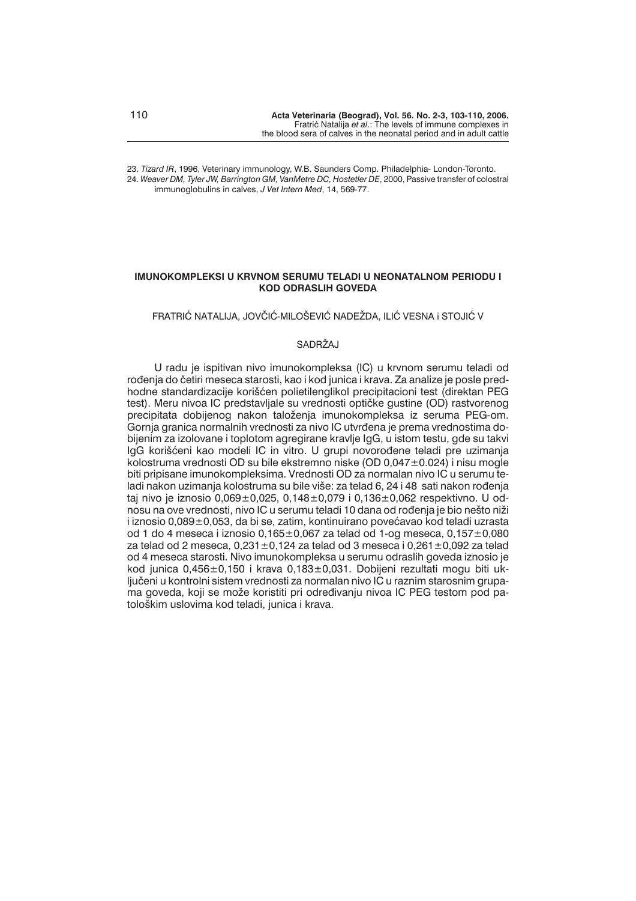23. *Tizard IR*, 1996, Veterinary immunology, W.B. Saunders Comp. Philadelphia- London-Toronto.

24. *Weaver DM, Tyler JW, Barrington GM, VanMetre DC, Hostetler DE*, 2000, Passive transfer of colostral immunoglobulins in calves, *J Vet Intern Med*, 14, 569-77.

## IMUNOKOMPLEKSI U KRVNOM SERUMU TELADI U NEONATALNOM PERIODU I KOD ODRASLIH GOVEDA

FRATRIĆ NATALIJA, JOVČIĆ-MILOŠEVIĆ NADEŽDA, ILIĆ VESNA i STOJIĆ V

### SADRŽAJ

U radu je ispitivan nivo imunokompleksa (IC) u krvnom serumu teladi od rođenja do četiri meseca starosti, kao i kod junica i krava. Za analize je posle predhodne standardizacije korišćen polietilenglikol precipitacioni test (direktan PEG test). Meru nivoa IC predstavljale su vrednosti optičke gustine (OD) rastvorenog precipitata dobijenog nakon taloženja imunokompleksa iz seruma PEG-om. Gornja granica normalnih vrednosti za nivo IC utvrđena je prema vrednostima dobijenim za izolovane i toplotom agregirane kravlje IgG, u istom testu, gde su takvi IgG korišćeni kao modeli IC in vitro. U grupi novorođene teladi pre uzimanja kolostruma vrednosti OD su bile ekstremno niske (OD 0,047±0.024) i nisu mogle biti pripisane imunokompleksima. Vrednosti OD za normalan nivo IC u serumu teladi nakon uzimanja kolostruma su bile više: za telad 6, 24 i 48 sati nakon rođenja taj nivo je iznosio 0,069±0,025, 0,148±0,079 i 0,136±0,062 respektivno. U odnosu na ove vrednosti, nivo IC u serumu teladi 10 dana od rođenja je bio nešto niži i iznosio 0,089±0,053, da bi se, zatim, kontinuirano povećavao kod teladi uzrasta od 1 do 4 meseca i iznosio 0,165±0,067 za telad od 1-og meseca, 0,157±0,080 za telad od 2 meseca, 0,231±0,124 za telad od 3 meseca i 0,261±0,092 za telad od 4 meseca starosti. Nivo imunokompleksa u serumu odraslih goveda iznosio je kod junica 0,456±0,150 i krava 0,183±0,031. Dobijeni rezultati mogu biti uključeni u kontrolni sistem vrednosti za normalan nivo IC u raznim starosnim grupama goveda, koji se može koristiti pri određivanju nivoa IC PEG testom pod patološkim uslovima kod teladi, junica i krava.